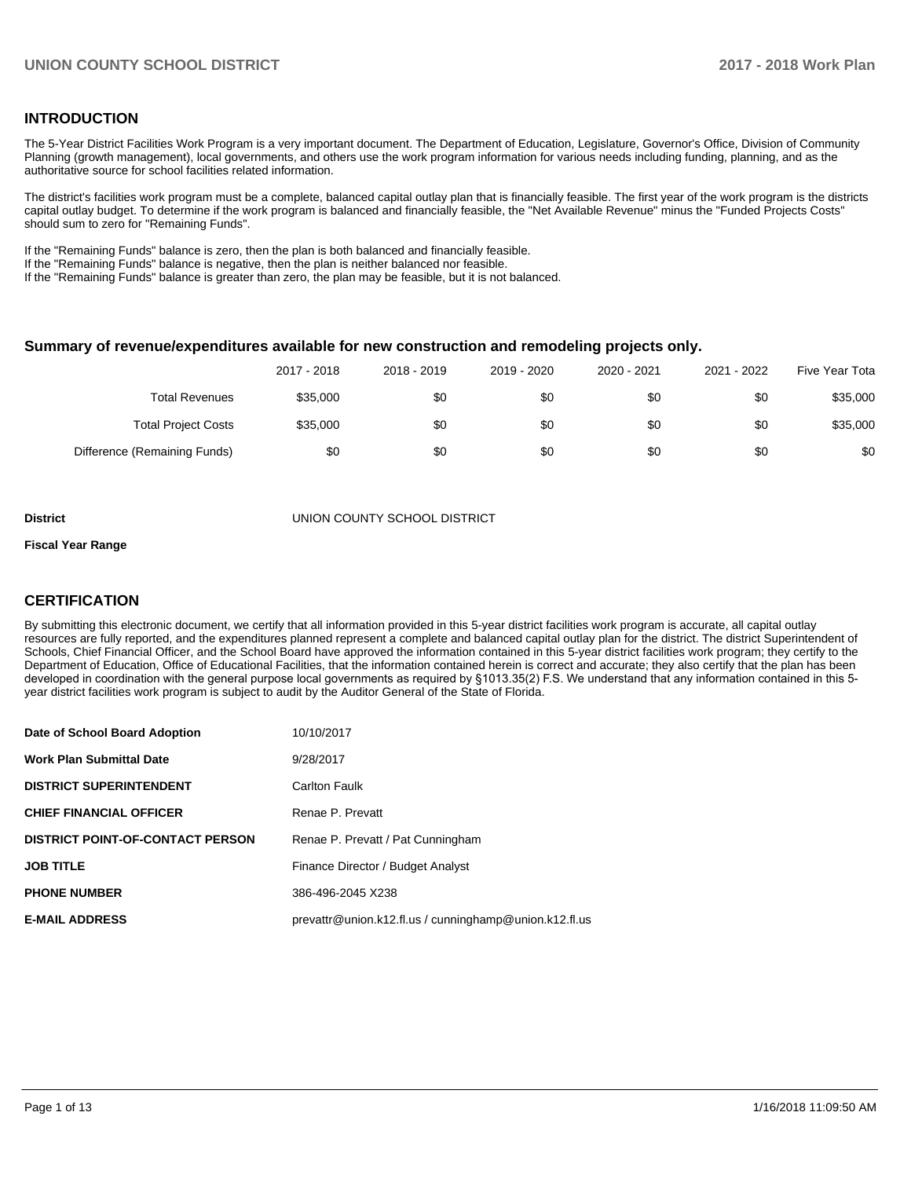## INTRODUCTION

The 5-Year District Facilities Work Program is a very important document. The Department of Education, Legislature, Governor's Office, Division of Community Planning (growth management), local governments, and others use the work program information for various needs including funding, planning, and as the authoritative source for school facilities related information.

The district's facilities work program must be a complete, balanced capital outlay plan that is financially feasible. The first year of the work program is the districts capital outlay budget. To determine if the work program is balanced and financially feasible, the "Net Available Revenue" minus the "Funded Projects Costs" should sum to zero for "Remaining Funds".

If the "Remaining Funds" balance is zero, then the plan is both balanced and financially feasible.
If the "Remaining Funds" balance is negative, then the plan is neither balanced nor feasible.
If the "Remaining Funds" balance is greater than zero, the plan may be feasible, but it is not balanced.

### Summary of revenue/expenditures available for new construction and remodeling projects only.

| | 2017 - 2018 | 2018 - 2019 | 2019 - 2020 | 2020 - 2021 | 2021 - 2022 | Five Year Tota |
|---|---|---|---|---|---|---|
| Total Revenues | $35,000 | $0 | $0 | $0 | $0 | $35,000 |
| Total Project Costs | $35,000 | $0 | $0 | $0 | $0 | $35,000 |
| Difference (Remaining Funds) | $0 | $0 | $0 | $0 | $0 | $0 |

**District** UNION COUNTY SCHOOL DISTRICT

**Fiscal Year Range**

## CERTIFICATION

By submitting this electronic document, we certify that all information provided in this 5-year district facilities work program is accurate, all capital outlay resources are fully reported, and the expenditures planned represent a complete and balanced capital outlay plan for the district. The district Superintendent of Schools, Chief Financial Officer, and the School Board have approved the information contained in this 5-year district facilities work program; they certify to the Department of Education, Office of Educational Facilities, that the information contained herein is correct and accurate; they also certify that the plan has been developed in coordination with the general purpose local governments as required by §1013.35(2) F.S. We understand that any information contained in this 5-year district facilities work program is subject to audit by the Auditor General of the State of Florida.

| | |
|---|---|
| **Date of School Board Adoption** | 10/10/2017 |
| **Work Plan Submittal Date** | 9/28/2017 |
| **DISTRICT SUPERINTENDENT** | Carlton Faulk |
| **CHIEF FINANCIAL OFFICER** | Renae P. Prevatt |
| **DISTRICT POINT-OF-CONTACT PERSON** | Renae P. Prevatt / Pat Cunningham |
| **JOB TITLE** | Finance Director / Budget Analyst |
| **PHONE NUMBER** | 386-496-2045 X238 |
| **E-MAIL ADDRESS** | prevattr@union.k12.fl.us / cunninghamp@union.k12.fl.us |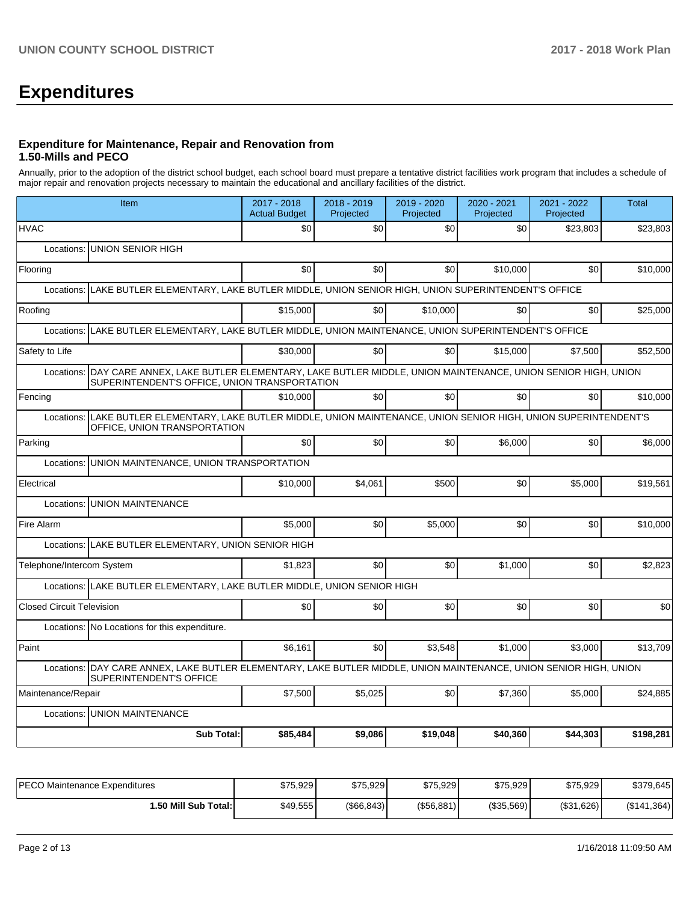# Expenditures

### Expenditure for Maintenance, Repair and Renovation from 1.50-Mills and PECO

Annually, prior to the adoption of the district school budget, each school board must prepare a tentative district facilities work program that includes a schedule of major repair and renovation projects necessary to maintain the educational and ancillary facilities of the district.

| Item | 2017 - 2018 Actual Budget | 2018 - 2019 Projected | 2019 - 2020 Projected | 2020 - 2021 Projected | 2021 - 2022 Projected | Total |
|---|---|---|---|---|---|---|
| HVAC | $0 | $0 | $0 | $0 | $23,803 | $23,803 |
| Locations: UNION SENIOR HIGH | | | | | | |
| Flooring | $0 | $0 | $0 | $10,000 | $0 | $10,000 |
| Locations: LAKE BUTLER ELEMENTARY, LAKE BUTLER MIDDLE, UNION SENIOR HIGH, UNION SUPERINTENDENT'S OFFICE | | | | | | |
| Roofing | $15,000 | $0 | $10,000 | $0 | $0 | $25,000 |
| Locations: LAKE BUTLER ELEMENTARY, LAKE BUTLER MIDDLE, UNION MAINTENANCE, UNION SUPERINTENDENT'S OFFICE | | | | | | |
| Safety to Life | $30,000 | $0 | $0 | $15,000 | $7,500 | $52,500 |
| Locations: DAY CARE ANNEX, LAKE BUTLER ELEMENTARY, LAKE BUTLER MIDDLE, UNION MAINTENANCE, UNION SENIOR HIGH, UNION SUPERINTENDENT'S OFFICE, UNION TRANSPORTATION | | | | | | |
| Fencing | $10,000 | $0 | $0 | $0 | $0 | $10,000 |
| Locations: LAKE BUTLER ELEMENTARY, LAKE BUTLER MIDDLE, UNION MAINTENANCE, UNION SENIOR HIGH, UNION SUPERINTENDENT'S OFFICE, UNION TRANSPORTATION | | | | | | |
| Parking | $0 | $0 | $0 | $6,000 | $0 | $6,000 |
| Locations: UNION MAINTENANCE, UNION TRANSPORTATION | | | | | | |
| Electrical | $10,000 | $4,061 | $500 | $0 | $5,000 | $19,561 |
| Locations: UNION MAINTENANCE | | | | | | |
| Fire Alarm | $5,000 | $0 | $5,000 | $0 | $0 | $10,000 |
| Locations: LAKE BUTLER ELEMENTARY, UNION SENIOR HIGH | | | | | | |
| Telephone/Intercom System | $1,823 | $0 | $0 | $1,000 | $0 | $2,823 |
| Locations: LAKE BUTLER ELEMENTARY, LAKE BUTLER MIDDLE, UNION SENIOR HIGH | | | | | | |
| Closed Circuit Television | $0 | $0 | $0 | $0 | $0 | $0 |
| Locations: No Locations for this expenditure. | | | | | | |
| Paint | $6,161 | $0 | $3,548 | $1,000 | $3,000 | $13,709 |
| Locations: DAY CARE ANNEX, LAKE BUTLER ELEMENTARY, LAKE BUTLER MIDDLE, UNION MAINTENANCE, UNION SENIOR HIGH, UNION SUPERINTENDENT'S OFFICE | | | | | | |
| Maintenance/Repair | $7,500 | $5,025 | $0 | $7,360 | $5,000 | $24,885 |
| Locations: UNION MAINTENANCE | | | | | | |
| **Sub Total:** | **$85,484** | **$9,086** | **$19,048** | **$40,360** | **$44,303** | **$198,281** |

| | | | | | | |
|---|---|---|---|---|---|---|
| PECO Maintenance Expenditures | $75,929 | $75,929 | $75,929 | $75,929 | $75,929 | $379,645 |
| **1.50 Mill Sub Total:** | $49,555 | ($66,843) | ($56,881) | ($35,569) | ($31,626) | ($141,364) |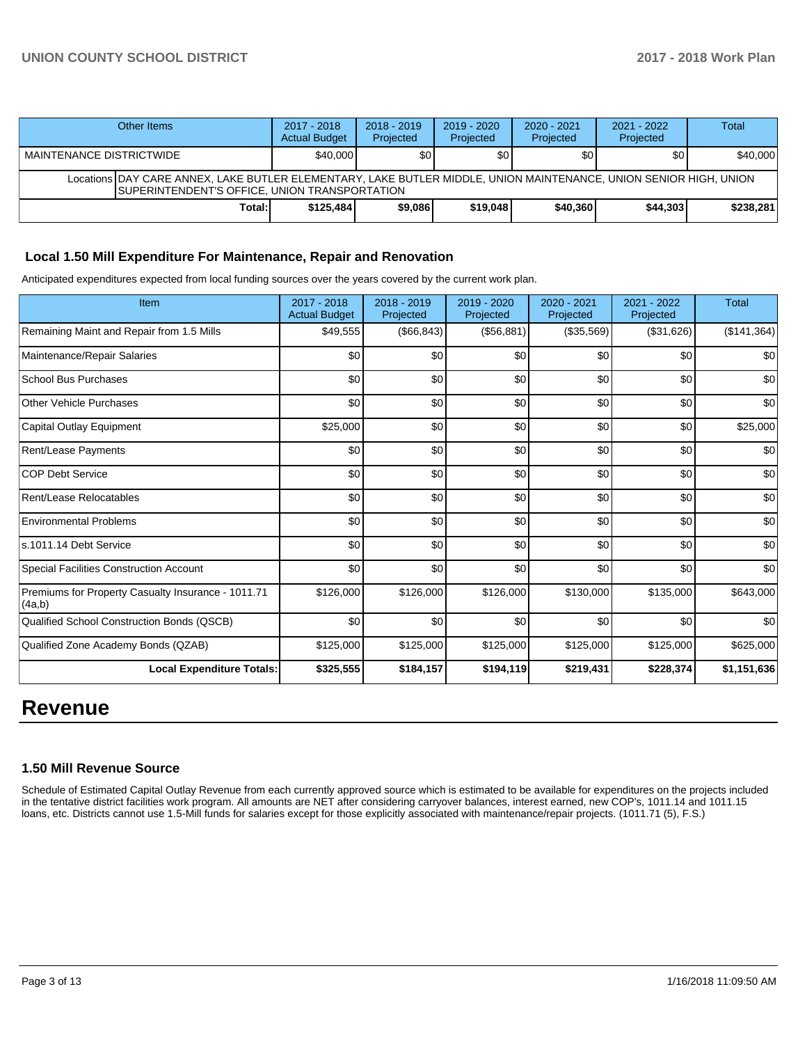| Other Items | | 2017 - 2018 Actual Budget | 2018 - 2019 Projected | 2019 - 2020 Projected | 2020 - 2021 Projected | 2021 - 2022 Projected | Total |
|---|---|---|---|---|---|---|---|
| MAINTENANCE DISTRICTWIDE | | $40,000 | $0 | $0 | $0 | $0 | $40,000 |
| Locations | DAY CARE ANNEX, LAKE BUTLER ELEMENTARY, LAKE BUTLER MIDDLE, UNION MAINTENANCE, UNION SENIOR HIGH, UNION SUPERINTENDENT'S OFFICE, UNION TRANSPORTATION | | | | | | |
| | Total: | $125,484 | $9,086 | $19,048 | $40,360 | $44,303 | $238,281 |

### Local 1.50 Mill Expenditure For Maintenance, Repair and Renovation

Anticipated expenditures expected from local funding sources over the years covered by the current work plan.

| Item | 2017 - 2018 Actual Budget | 2018 - 2019 Projected | 2019 - 2020 Projected | 2020 - 2021 Projected | 2021 - 2022 Projected | Total |
|---|---|---|---|---|---|---|
| Remaining Maint and Repair from 1.5 Mills | $49,555 | ($66,843) | ($56,881) | ($35,569) | ($31,626) | ($141,364) |
| Maintenance/Repair Salaries | $0 | $0 | $0 | $0 | $0 | $0 |
| School Bus Purchases | $0 | $0 | $0 | $0 | $0 | $0 |
| Other Vehicle Purchases | $0 | $0 | $0 | $0 | $0 | $0 |
| Capital Outlay Equipment | $25,000 | $0 | $0 | $0 | $0 | $25,000 |
| Rent/Lease Payments | $0 | $0 | $0 | $0 | $0 | $0 |
| COP Debt Service | $0 | $0 | $0 | $0 | $0 | $0 |
| Rent/Lease Relocatables | $0 | $0 | $0 | $0 | $0 | $0 |
| Environmental Problems | $0 | $0 | $0 | $0 | $0 | $0 |
| s.1011.14 Debt Service | $0 | $0 | $0 | $0 | $0 | $0 |
| Special Facilities Construction Account | $0 | $0 | $0 | $0 | $0 | $0 |
| Premiums for Property Casualty Insurance - 1011.71 (4a,b) | $126,000 | $126,000 | $126,000 | $130,000 | $135,000 | $643,000 |
| Qualified School Construction Bonds (QSCB) | $0 | $0 | $0 | $0 | $0 | $0 |
| Qualified Zone Academy Bonds (QZAB) | $125,000 | $125,000 | $125,000 | $125,000 | $125,000 | $625,000 |
| **Local Expenditure Totals:** | **$325,555** | **$184,157** | **$194,119** | **$219,431** | **$228,374** | **$1,151,636** |

# Revenue

### 1.50 Mill Revenue Source

Schedule of Estimated Capital Outlay Revenue from each currently approved source which is estimated to be available for expenditures on the projects included in the tentative district facilities work program. All amounts are NET after considering carryover balances, interest earned, new COP's, 1011.14 and 1011.15 loans, etc. Districts cannot use 1.5-Mill funds for salaries except for those explicitly associated with maintenance/repair projects. (1011.71 (5), F.S.)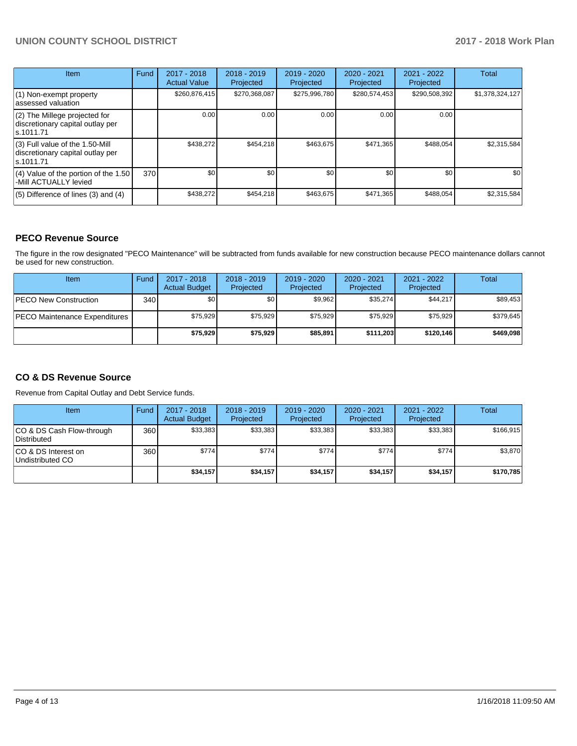| Item | Fund | 2017 - 2018 Actual Value | 2018 - 2019 Projected | 2019 - 2020 Projected | 2020 - 2021 Projected | 2021 - 2022 Projected | Total |
|---|---|---|---|---|---|---|---|
| (1) Non-exempt property assessed valuation | | $260,876,415 | $270,368,087 | $275,996,780 | $280,574,453 | $290,508,392 | $1,378,324,127 |
| (2) The Millege projected for discretionary capital outlay per s.1011.71 | | 0.00 | 0.00 | 0.00 | 0.00 | 0.00 | |
| (3) Full value of the 1.50-Mill discretionary capital outlay per s.1011.71 | | $438,272 | $454,218 | $463,675 | $471,365 | $488,054 | $2,315,584 |
| (4) Value of the portion of the 1.50 -Mill ACTUALLY levied | 370 | $0 | $0 | $0 | $0 | $0 | $0 |
| (5) Difference of lines (3) and (4) | | $438,272 | $454,218 | $463,675 | $471,365 | $488,054 | $2,315,584 |

## PECO Revenue Source

The figure in the row designated "PECO Maintenance" will be subtracted from funds available for new construction because PECO maintenance dollars cannot be used for new construction.

| Item | Fund | 2017 - 2018 Actual Budget | 2018 - 2019 Projected | 2019 - 2020 Projected | 2020 - 2021 Projected | 2021 - 2022 Projected | Total |
|---|---|---|---|---|---|---|---|
| PECO New Construction | 340 | $0 | $0 | $9,962 | $35,274 | $44,217 | $89,453 |
| PECO Maintenance Expenditures | | $75,929 | $75,929 | $75,929 | $75,929 | $75,929 | $379,645 |
| | | **$75,929** | **$75,929** | **$85,891** | **$111,203** | **$120,146** | **$469,098** |

## CO & DS Revenue Source

Revenue from Capital Outlay and Debt Service funds.

| Item | Fund | 2017 - 2018 Actual Budget | 2018 - 2019 Projected | 2019 - 2020 Projected | 2020 - 2021 Projected | 2021 - 2022 Projected | Total |
|---|---|---|---|---|---|---|---|
| CO & DS Cash Flow-through Distributed | 360 | $33,383 | $33,383 | $33,383 | $33,383 | $33,383 | $166,915 |
| CO & DS Interest on Undistributed CO | 360 | $774 | $774 | $774 | $774 | $774 | $3,870 |
| | | **$34,157** | **$34,157** | **$34,157** | **$34,157** | **$34,157** | **$170,785** |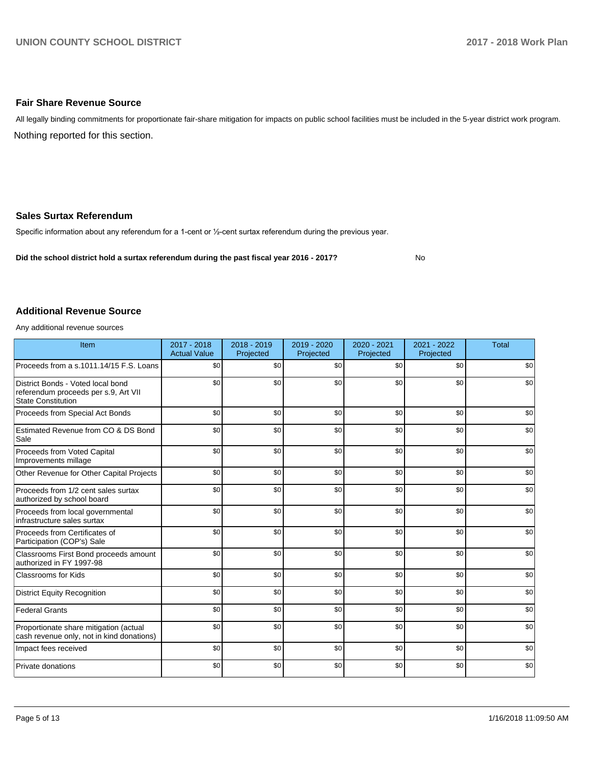## Fair Share Revenue Source

All legally binding commitments for proportionate fair-share mitigation for impacts on public school facilities must be included in the 5-year district work program.

Nothing reported for this section.

## Sales Surtax Referendum

Specific information about any referendum for a 1-cent or ½-cent surtax referendum during the previous year.

**Did the school district hold a surtax referendum during the past fiscal year 2016 - 2017?** No

## Additional Revenue Source

Any additional revenue sources

| Item | 2017 - 2018 Actual Value | 2018 - 2019 Projected | 2019 - 2020 Projected | 2020 - 2021 Projected | 2021 - 2022 Projected | Total |
|---|---|---|---|---|---|---|
| Proceeds from a s.1011.14/15 F.S. Loans | $0 | $0 | $0 | $0 | $0 | $0 |
| District Bonds - Voted local bond referendum proceeds per s.9, Art VII State Constitution | $0 | $0 | $0 | $0 | $0 | $0 |
| Proceeds from Special Act Bonds | $0 | $0 | $0 | $0 | $0 | $0 |
| Estimated Revenue from CO & DS Bond Sale | $0 | $0 | $0 | $0 | $0 | $0 |
| Proceeds from Voted Capital Improvements millage | $0 | $0 | $0 | $0 | $0 | $0 |
| Other Revenue for Other Capital Projects | $0 | $0 | $0 | $0 | $0 | $0 |
| Proceeds from 1/2 cent sales surtax authorized by school board | $0 | $0 | $0 | $0 | $0 | $0 |
| Proceeds from local governmental infrastructure sales surtax | $0 | $0 | $0 | $0 | $0 | $0 |
| Proceeds from Certificates of Participation (COP's) Sale | $0 | $0 | $0 | $0 | $0 | $0 |
| Classrooms First Bond proceeds amount authorized in FY 1997-98 | $0 | $0 | $0 | $0 | $0 | $0 |
| Classrooms for Kids | $0 | $0 | $0 | $0 | $0 | $0 |
| District Equity Recognition | $0 | $0 | $0 | $0 | $0 | $0 |
| Federal Grants | $0 | $0 | $0 | $0 | $0 | $0 |
| Proportionate share mitigation (actual cash revenue only, not in kind donations) | $0 | $0 | $0 | $0 | $0 | $0 |
| Impact fees received | $0 | $0 | $0 | $0 | $0 | $0 |
| Private donations | $0 | $0 | $0 | $0 | $0 | $0 |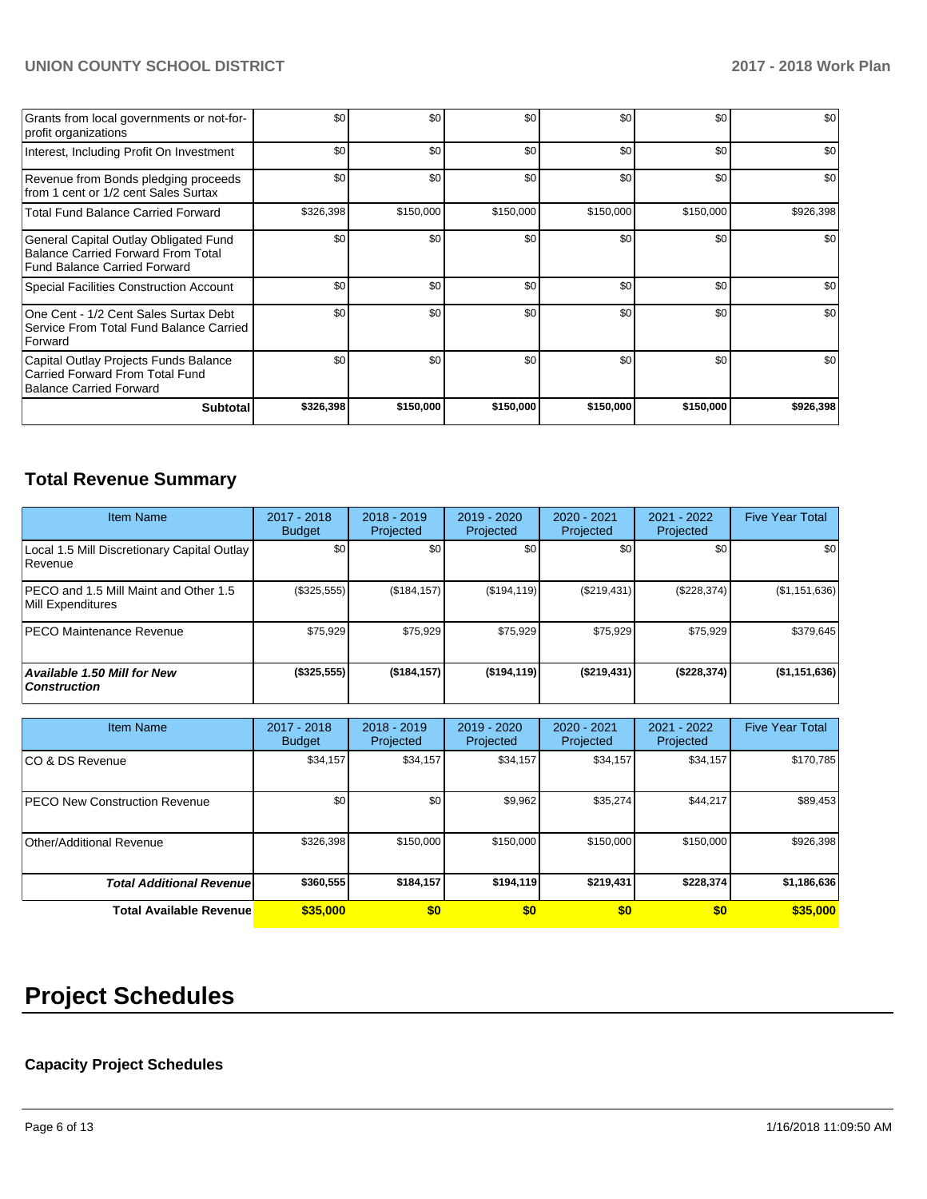| | | | | | | |
|---|---|---|---|---|---|---|
| Grants from local governments or not-for-profit organizations | $0 | $0 | $0 | $0 | $0 | $0 |
| Interest, Including Profit On Investment | $0 | $0 | $0 | $0 | $0 | $0 |
| Revenue from Bonds pledging proceeds from 1 cent or 1/2 cent Sales Surtax | $0 | $0 | $0 | $0 | $0 | $0 |
| Total Fund Balance Carried Forward | $326,398 | $150,000 | $150,000 | $150,000 | $150,000 | $926,398 |
| General Capital Outlay Obligated Fund Balance Carried Forward From Total Fund Balance Carried Forward | $0 | $0 | $0 | $0 | $0 | $0 |
| Special Facilities Construction Account | $0 | $0 | $0 | $0 | $0 | $0 |
| One Cent - 1/2 Cent Sales Surtax Debt Service From Total Fund Balance Carried Forward | $0 | $0 | $0 | $0 | $0 | $0 |
| Capital Outlay Projects Funds Balance Carried Forward From Total Fund Balance Carried Forward | $0 | $0 | $0 | $0 | $0 | $0 |
| **Subtotal** | **$326,398** | **$150,000** | **$150,000** | **$150,000** | **$150,000** | **$926,398** |

## Total Revenue Summary

| Item Name | 2017 - 2018 Budget | 2018 - 2019 Projected | 2019 - 2020 Projected | 2020 - 2021 Projected | 2021 - 2022 Projected | Five Year Total |
|---|---|---|---|---|---|---|
| Local 1.5 Mill Discretionary Capital Outlay Revenue | $0 | $0 | $0 | $0 | $0 | $0 |
| PECO and 1.5 Mill Maint and Other 1.5 Mill Expenditures | ($325,555) | ($184,157) | ($194,119) | ($219,431) | ($228,374) | ($1,151,636) |
| PECO Maintenance Revenue | $75,929 | $75,929 | $75,929 | $75,929 | $75,929 | $379,645 |
| ***Available 1.50 Mill for New Construction*** | **($325,555)** | **($184,157)** | **($194,119)** | **($219,431)** | **($228,374)** | **($1,151,636)** |

| Item Name | 2017 - 2018 Budget | 2018 - 2019 Projected | 2019 - 2020 Projected | 2020 - 2021 Projected | 2021 - 2022 Projected | Five Year Total |
|---|---|---|---|---|---|---|
| CO & DS Revenue | $34,157 | $34,157 | $34,157 | $34,157 | $34,157 | $170,785 |
| PECO New Construction Revenue | $0 | $0 | $9,962 | $35,274 | $44,217 | $89,453 |
| Other/Additional Revenue | $326,398 | $150,000 | $150,000 | $150,000 | $150,000 | $926,398 |
| ***Total Additional Revenue*** | **$360,555** | **$184,157** | **$194,119** | **$219,431** | **$228,374** | **$1,186,636** |
| **Total Available Revenue** | **$35,000** | **$0** | **$0** | **$0** | **$0** | **$35,000** |

# Project Schedules

### Capacity Project Schedules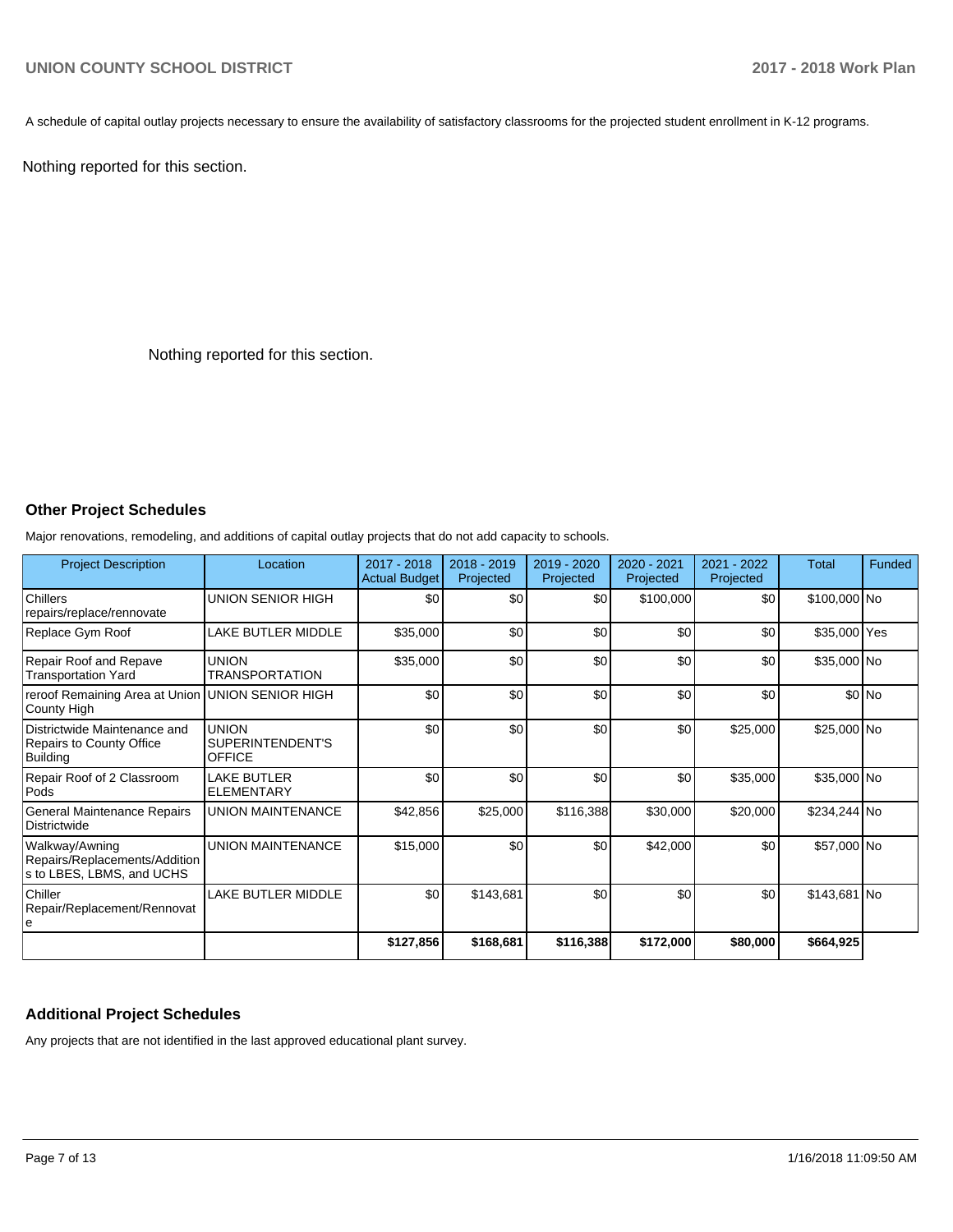A schedule of capital outlay projects necessary to ensure the availability of satisfactory classrooms for the projected student enrollment in K-12 programs.

Nothing reported for this section.

Nothing reported for this section.

## Other Project Schedules

Major renovations, remodeling, and additions of capital outlay projects that do not add capacity to schools.

| Project Description | Location | 2017 - 2018 Actual Budget | 2018 - 2019 Projected | 2019 - 2020 Projected | 2020 - 2021 Projected | 2021 - 2022 Projected | Total | Funded |
|---|---|---|---|---|---|---|---|---|
| Chillers repairs/replace/rennovate | UNION SENIOR HIGH | $0 | $0 | $0 | $100,000 | $0 | $100,000 | No |
| Replace Gym Roof | LAKE BUTLER MIDDLE | $35,000 | $0 | $0 | $0 | $0 | $35,000 | Yes |
| Repair Roof and Repave Transportation Yard | UNION TRANSPORTATION | $35,000 | $0 | $0 | $0 | $0 | $35,000 | No |
| reroof Remaining Area at Union County High | UNION SENIOR HIGH | $0 | $0 | $0 | $0 | $0 | $0 | No |
| Districtwide Maintenance and Repairs to County Office Building | UNION SUPERINTENDENT'S OFFICE | $0 | $0 | $0 | $0 | $25,000 | $25,000 | No |
| Repair Roof of 2 Classroom Pods | LAKE BUTLER ELEMENTARY | $0 | $0 | $0 | $0 | $35,000 | $35,000 | No |
| General Maintenance Repairs Districtwide | UNION MAINTENANCE | $42,856 | $25,000 | $116,388 | $30,000 | $20,000 | $234,244 | No |
| Walkway/Awning Repairs/Replacements/Additions to LBES, LBMS, and UCHS | UNION MAINTENANCE | $15,000 | $0 | $0 | $42,000 | $0 | $57,000 | No |
| Chiller Repair/Replacement/Rennovate | LAKE BUTLER MIDDLE | $0 | $143,681 | $0 | $0 | $0 | $143,681 | No |
| | | **$127,856** | **$168,681** | **$116,388** | **$172,000** | **$80,000** | **$664,925** | |

## Additional Project Schedules

Any projects that are not identified in the last approved educational plant survey.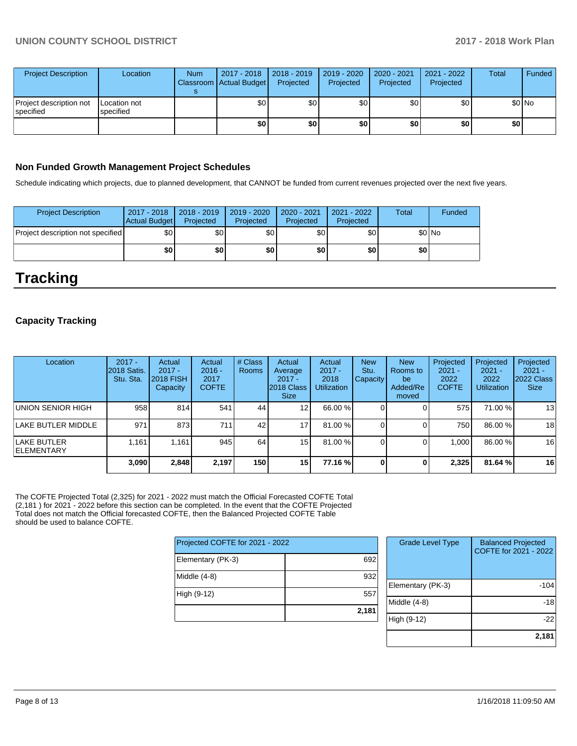| Project Description | Location | Num Classrooms | 2017 - 2018 Actual Budget | 2018 - 2019 Projected | 2019 - 2020 Projected | 2020 - 2021 Projected | 2021 - 2022 Projected | Total | Funded |
|---|---|---|---|---|---|---|---|---|---|
| Project description not specified | Location not specified | | $0 | $0 | $0 | $0 | $0 | $0 | No |
| | | | **$0** | **$0** | **$0** | **$0** | **$0** | **$0** | |

### Non Funded Growth Management Project Schedules

Schedule indicating which projects, due to planned development, that CANNOT be funded from current revenues projected over the next five years.

| Project Description | 2017 - 2018 Actual Budget | 2018 - 2019 Projected | 2019 - 2020 Projected | 2020 - 2021 Projected | 2021 - 2022 Projected | Total | Funded |
|---|---|---|---|---|---|---|---|
| Project description not specified | $0 | $0 | $0 | $0 | $0 | $0 | No |
| | **$0** | **$0** | **$0** | **$0** | **$0** | **$0** | |

# Tracking

### Capacity Tracking

| Location | 2017 - 2018 Satis. Stu. Sta. | Actual 2017 - 2018 FISH Capacity | Actual 2016 - 2017 COFTE | # Class Rooms | Actual Average 2017 - 2018 Class Size | Actual 2017 - 2018 Utilization | New Stu. Capacity | New Rooms to be Added/Removed | Projected 2021 - 2022 COFTE | Projected 2021 - 2022 Utilization | Projected 2021 - 2022 Class Size |
|---|---|---|---|---|---|---|---|---|---|---|---|
| UNION SENIOR HIGH | 958 | 814 | 541 | 44 | 12 | 66.00 % | 0 | 0 | 575 | 71.00 % | 13 |
| LAKE BUTLER MIDDLE | 971 | 873 | 711 | 42 | 17 | 81.00 % | 0 | 0 | 750 | 86.00 % | 18 |
| LAKE BUTLER ELEMENTARY | 1,161 | 1,161 | 945 | 64 | 15 | 81.00 % | 0 | 0 | 1,000 | 86.00 % | 16 |
| | **3,090** | **2,848** | **2,197** | **150** | **15** | **77.16 %** | **0** | **0** | **2,325** | **81.64 %** | **16** |

The COFTE Projected Total (2,325) for 2021 - 2022 must match the Official Forecasted COFTE Total (2,181 ) for 2021 - 2022 before this section can be completed. In the event that the COFTE Projected Total does not match the Official forecasted COFTE, then the Balanced Projected COFTE Table should be used to balance COFTE.

| Projected COFTE for 2021 - 2022 | |
|---|---|
| Elementary (PK-3) | 692 |
| Middle (4-8) | 932 |
| High (9-12) | 557 |
| | **2,181** |

| Grade Level Type | Balanced Projected COFTE for 2021 - 2022 |
|---|---|
| Elementary (PK-3) | -104 |
| Middle (4-8) | -18 |
| High (9-12) | -22 |
| | **2,181** |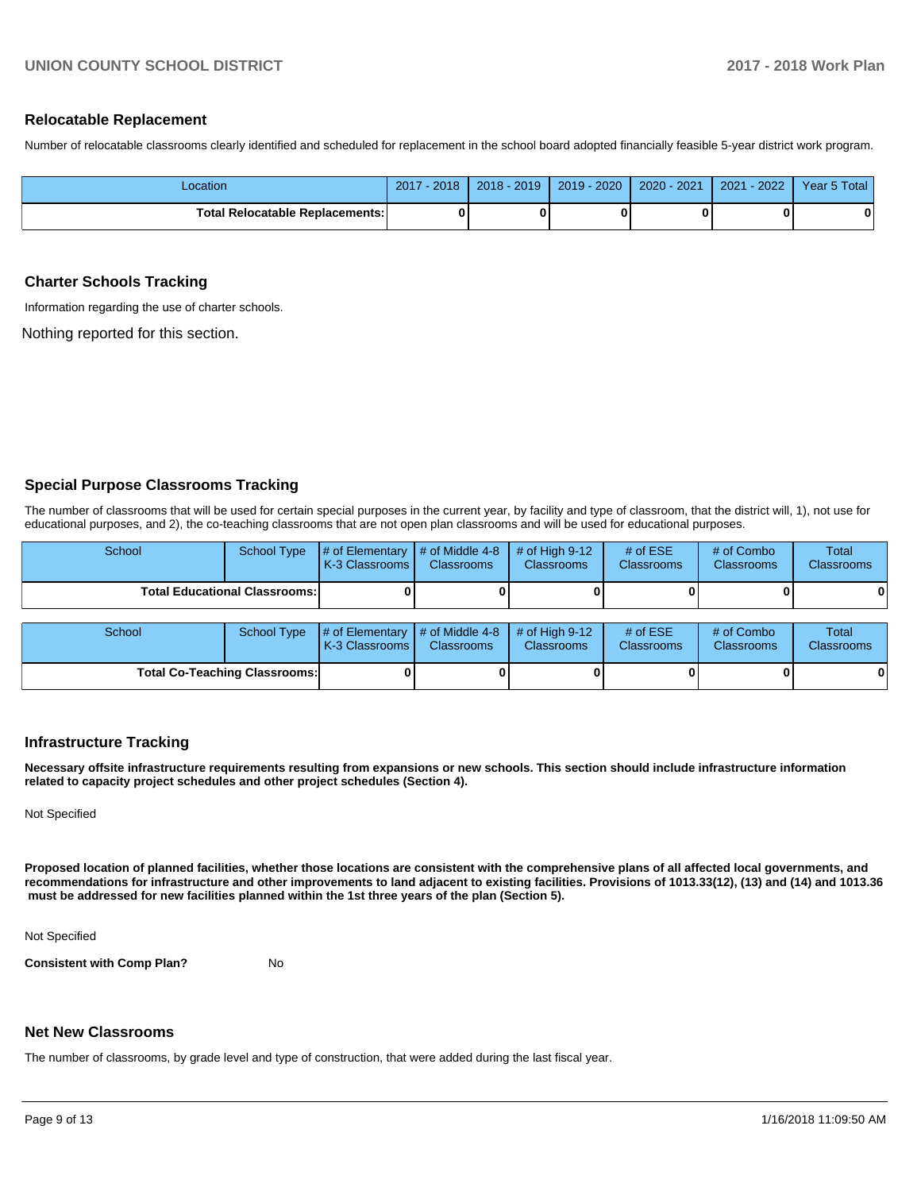## Relocatable Replacement

Number of relocatable classrooms clearly identified and scheduled for replacement in the school board adopted financially feasible 5-year district work program.

| Location | 2017 - 2018 | 2018 - 2019 | 2019 - 2020 | 2020 - 2021 | 2021 - 2022 | Year 5 Total |
|---|---|---|---|---|---|---|
| **Total Relocatable Replacements:** | **0** | **0** | **0** | **0** | **0** | **0** |

## Charter Schools Tracking

Information regarding the use of charter schools.

Nothing reported for this section.

## Special Purpose Classrooms Tracking

The number of classrooms that will be used for certain special purposes in the current year, by facility and type of classroom, that the district will, 1), not use for educational purposes, and 2), the co-teaching classrooms that are not open plan classrooms and will be used for educational purposes.

| School | School Type | # of Elementary K-3 Classrooms | # of Middle 4-8 Classrooms | # of High 9-12 Classrooms | # of ESE Classrooms | # of Combo Classrooms | Total Classrooms |
|---|---|---|---|---|---|---|---|
| **Total Educational Classrooms:** | | **0** | **0** | **0** | **0** | **0** | **0** |

| School | School Type | # of Elementary K-3 Classrooms | # of Middle 4-8 Classrooms | # of High 9-12 Classrooms | # of ESE Classrooms | # of Combo Classrooms | Total Classrooms |
|---|---|---|---|---|---|---|---|
| **Total Co-Teaching Classrooms:** | | **0** | **0** | **0** | **0** | **0** | **0** |

## Infrastructure Tracking

**Necessary offsite infrastructure requirements resulting from expansions or new schools. This section should include infrastructure information related to capacity project schedules and other project schedules (Section 4).**

Not Specified

**Proposed location of planned facilities, whether those locations are consistent with the comprehensive plans of all affected local governments, and recommendations for infrastructure and other improvements to land adjacent to existing facilities. Provisions of 1013.33(12), (13) and (14) and 1013.36 must be addressed for new facilities planned within the 1st three years of the plan (Section 5).**

Not Specified

**Consistent with Comp Plan?** No

## Net New Classrooms

The number of classrooms, by grade level and type of construction, that were added during the last fiscal year.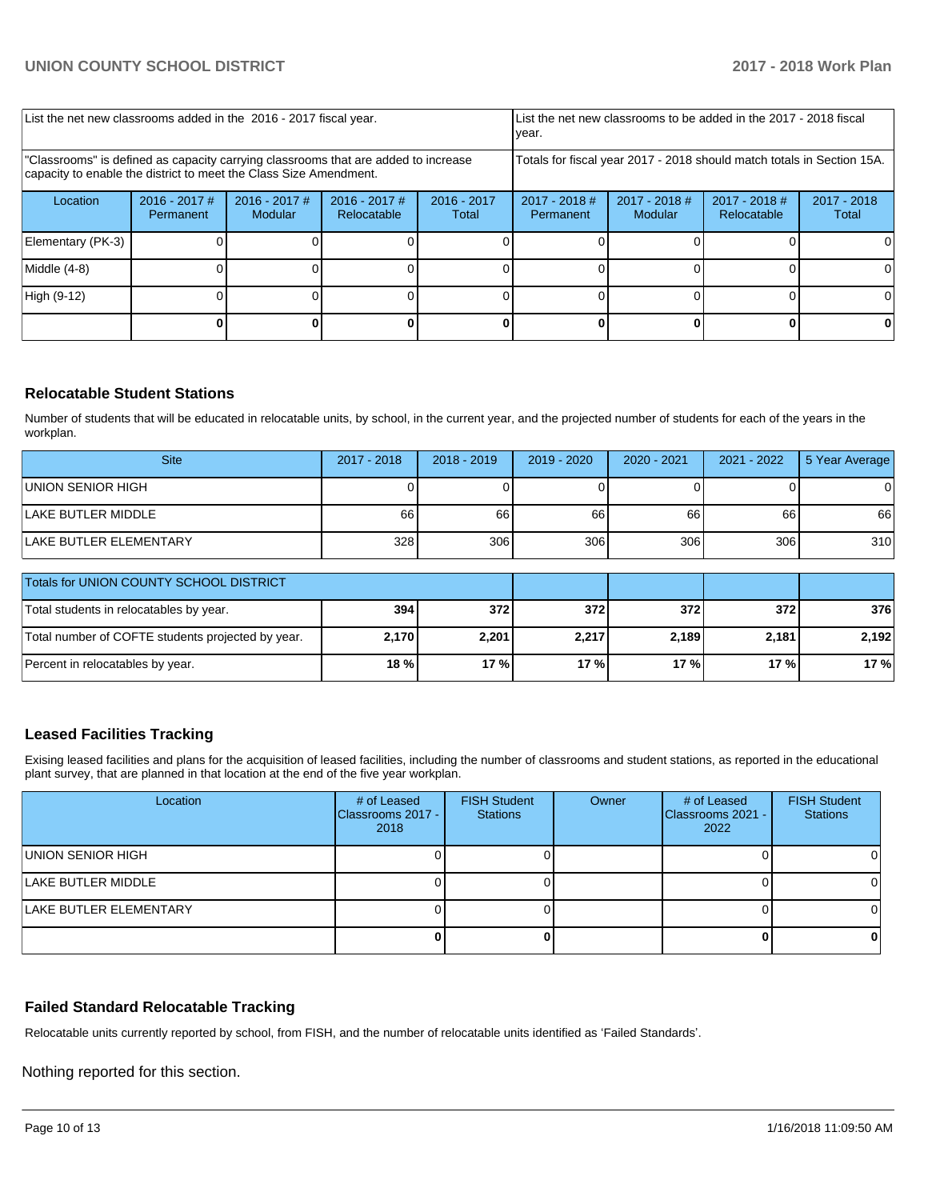| List the net new classrooms added in the 2016 - 2017 fiscal year. | | | | List the net new classrooms to be added in the 2017 - 2018 fiscal year. | | | |
|---|---|---|---|---|---|---|---|
| "Classrooms" is defined as capacity carrying classrooms that are added to increase capacity to enable the district to meet the Class Size Amendment. | | | | Totals for fiscal year 2017 - 2018 should match totals in Section 15A. | | | |
| Location | 2016 - 2017 # Permanent | 2016 - 2017 # Modular | 2016 - 2017 # Relocatable | 2016 - 2017 Total | 2017 - 2018 # Permanent | 2017 - 2018 # Modular | 2017 - 2018 # Relocatable | 2017 - 2018 Total |
| Elementary (PK-3) | 0 | 0 | 0 | 0 | 0 | 0 | 0 | 0 |
| Middle (4-8) | 0 | 0 | 0 | 0 | 0 | 0 | 0 | 0 |
| High (9-12) | 0 | 0 | 0 | 0 | 0 | 0 | 0 | 0 |
| | **0** | **0** | **0** | **0** | **0** | **0** | **0** | **0** |

## Relocatable Student Stations

Number of students that will be educated in relocatable units, by school, in the current year, and the projected number of students for each of the years in the workplan.

| Site | 2017 - 2018 | 2018 - 2019 | 2019 - 2020 | 2020 - 2021 | 2021 - 2022 | 5 Year Average |
|---|---|---|---|---|---|---|
| UNION SENIOR HIGH | 0 | 0 | 0 | 0 | 0 | 0 |
| LAKE BUTLER MIDDLE | 66 | 66 | 66 | 66 | 66 | 66 |
| LAKE BUTLER ELEMENTARY | 328 | 306 | 306 | 306 | 306 | 310 |

| Totals for UNION COUNTY SCHOOL DISTRICT | | | | | | |
|---|---|---|---|---|---|---|
| Total students in relocatables by year. | **394** | **372** | **372** | **372** | **372** | **376** |
| Total number of COFTE students projected by year. | **2,170** | **2,201** | **2,217** | **2,189** | **2,181** | **2,192** |
| Percent in relocatables by year. | **18 %** | **17 %** | **17 %** | **17 %** | **17 %** | **17 %** |

## Leased Facilities Tracking

Exising leased facilities and plans for the acquisition of leased facilities, including the number of classrooms and student stations, as reported in the educational plant survey, that are planned in that location at the end of the five year workplan.

| Location | # of Leased Classrooms 2017 - 2018 | FISH Student Stations | Owner | # of Leased Classrooms 2021 - 2022 | FISH Student Stations |
|---|---|---|---|---|---|
| UNION SENIOR HIGH | 0 | 0 | | 0 | 0 |
| LAKE BUTLER MIDDLE | 0 | 0 | | 0 | 0 |
| LAKE BUTLER ELEMENTARY | 0 | 0 | | 0 | 0 |
| | **0** | **0** | | **0** | **0** |

## Failed Standard Relocatable Tracking

Relocatable units currently reported by school, from FISH, and the number of relocatable units identified as 'Failed Standards'.

Nothing reported for this section.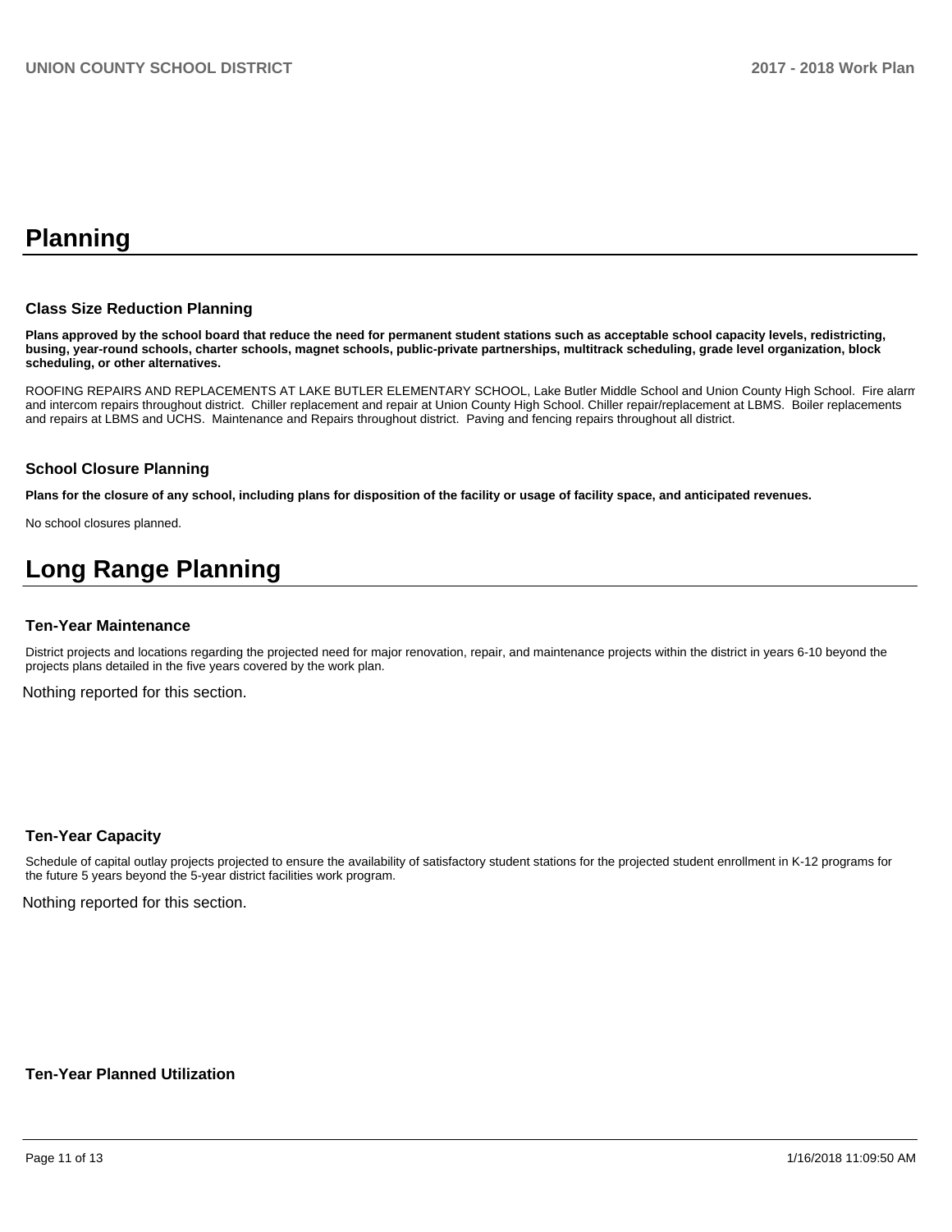# Planning

### Class Size Reduction Planning

**Plans approved by the school board that reduce the need for permanent student stations such as acceptable school capacity levels, redistricting, busing, year-round schools, charter schools, magnet schools, public-private partnerships, multitrack scheduling, grade level organization, block scheduling, or other alternatives.**

ROOFING REPAIRS AND REPLACEMENTS AT LAKE BUTLER ELEMENTARY SCHOOL, Lake Butler Middle School and Union County High School. Fire alarm and intercom repairs throughout district. Chiller replacement and repair at Union County High School. Chiller repair/replacement at LBMS. Boiler replacements and repairs at LBMS and UCHS. Maintenance and Repairs throughout district. Paving and fencing repairs throughout all district.

### School Closure Planning

**Plans for the closure of any school, including plans for disposition of the facility or usage of facility space, and anticipated revenues.**

No school closures planned.

# Long Range Planning

### Ten-Year Maintenance

District projects and locations regarding the projected need for major renovation, repair, and maintenance projects within the district in years 6-10 beyond the projects plans detailed in the five years covered by the work plan.

Nothing reported for this section.

### Ten-Year Capacity

Schedule of capital outlay projects projected to ensure the availability of satisfactory student stations for the projected student enrollment in K-12 programs for the future 5 years beyond the 5-year district facilities work program.

Nothing reported for this section.

### Ten-Year Planned Utilization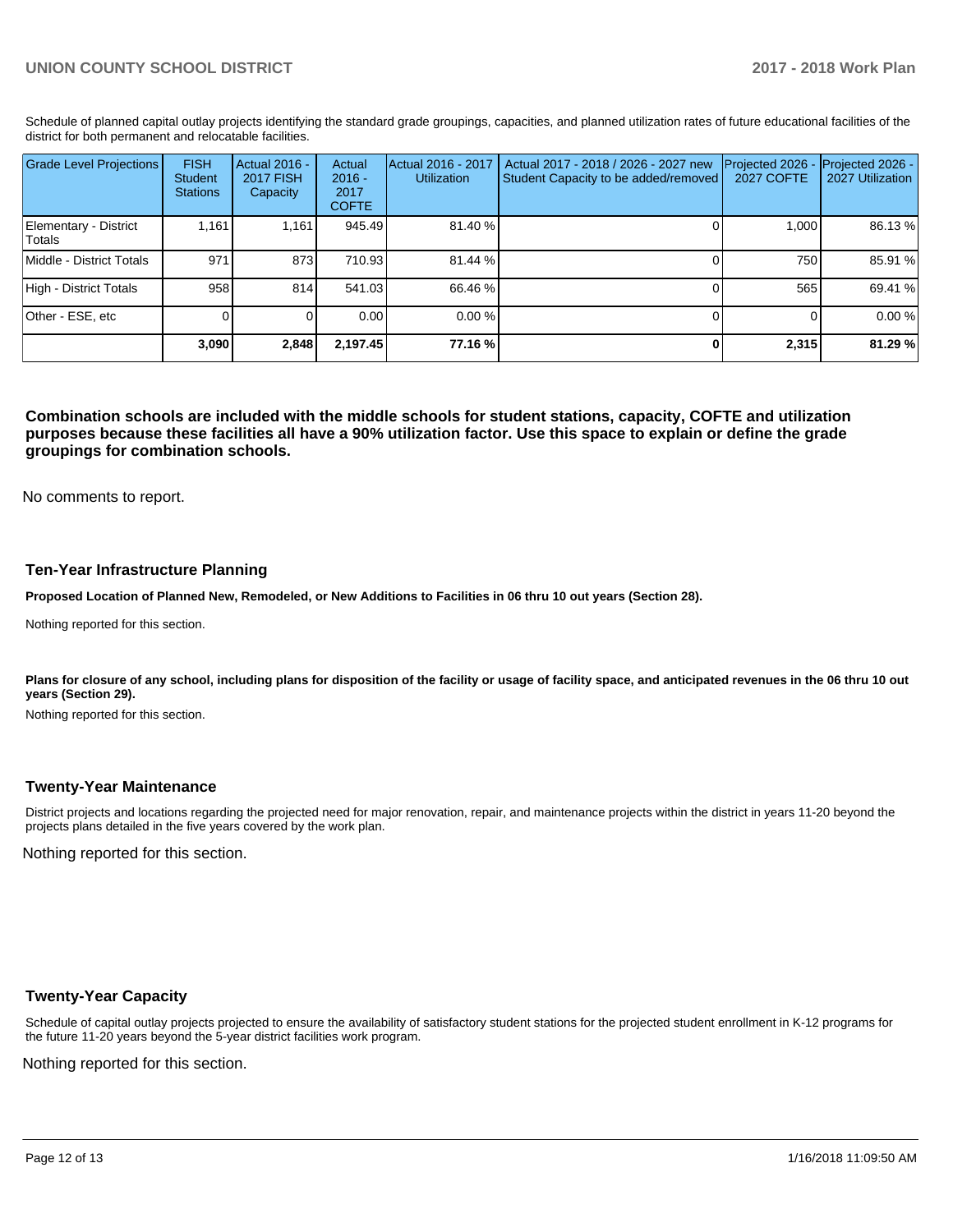Schedule of planned capital outlay projects identifying the standard grade groupings, capacities, and planned utilization rates of future educational facilities of the district for both permanent and relocatable facilities.

| Grade Level Projections | FISH Student Stations | Actual 2016 - 2017 FISH Capacity | Actual 2016 - 2017 COFTE | Actual 2016 - 2017 Utilization | Actual 2017 - 2018 / 2026 - 2027 new Student Capacity to be added/removed | Projected 2026 - 2027 COFTE | Projected 2026 - 2027 Utilization |
|---|---|---|---|---|---|---|---|
| Elementary - District Totals | 1,161 | 1,161 | 945.49 | 81.40 % | 0 | 1,000 | 86.13 % |
| Middle - District Totals | 971 | 873 | 710.93 | 81.44 % | 0 | 750 | 85.91 % |
| High - District Totals | 958 | 814 | 541.03 | 66.46 % | 0 | 565 | 69.41 % |
| Other - ESE, etc | 0 | 0 | 0.00 | 0.00 % | 0 | 0 | 0.00 % |
| | **3,090** | **2,848** | **2,197.45** | **77.16 %** | **0** | **2,315** | **81.29 %** |

**Combination schools are included with the middle schools for student stations, capacity, COFTE and utilization purposes because these facilities all have a 90% utilization factor. Use this space to explain or define the grade groupings for combination schools.**

No comments to report.

## Ten-Year Infrastructure Planning

**Proposed Location of Planned New, Remodeled, or New Additions to Facilities in 06 thru 10 out years (Section 28).**

Nothing reported for this section.

**Plans for closure of any school, including plans for disposition of the facility or usage of facility space, and anticipated revenues in the 06 thru 10 out years (Section 29).**

Nothing reported for this section.

## Twenty-Year Maintenance

District projects and locations regarding the projected need for major renovation, repair, and maintenance projects within the district in years 11-20 beyond the projects plans detailed in the five years covered by the work plan.

Nothing reported for this section.

## Twenty-Year Capacity

Schedule of capital outlay projects projected to ensure the availability of satisfactory student stations for the projected student enrollment in K-12 programs for the future 11-20 years beyond the 5-year district facilities work program.

Nothing reported for this section.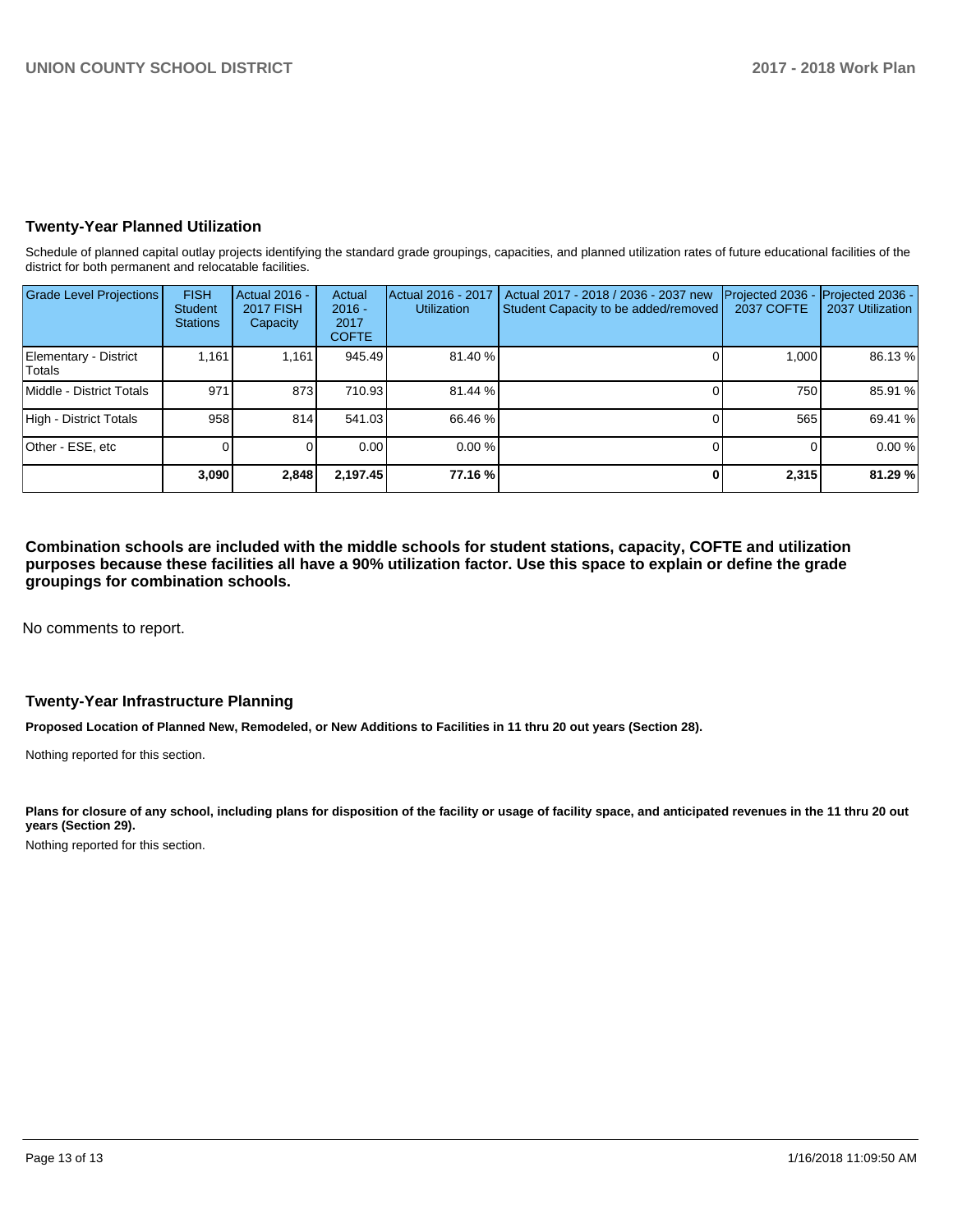## Twenty-Year Planned Utilization

Schedule of planned capital outlay projects identifying the standard grade groupings, capacities, and planned utilization rates of future educational facilities of the district for both permanent and relocatable facilities.

| Grade Level Projections | FISH Student Stations | Actual 2016 - 2017 FISH Capacity | Actual 2016 - 2017 COFTE | Actual 2016 - 2017 Utilization | Actual 2017 - 2018 / 2036 - 2037 new Student Capacity to be added/removed | Projected 2036 - 2037 COFTE | Projected 2036 - 2037 Utilization |
|---|---|---|---|---|---|---|---|
| Elementary - District Totals | 1,161 | 1,161 | 945.49 | 81.40 % | 0 | 1,000 | 86.13 % |
| Middle - District Totals | 971 | 873 | 710.93 | 81.44 % | 0 | 750 | 85.91 % |
| High - District Totals | 958 | 814 | 541.03 | 66.46 % | 0 | 565 | 69.41 % |
| Other - ESE, etc | 0 | 0 | 0.00 | 0.00 % | 0 | 0 | 0.00 % |
| | **3,090** | **2,848** | **2,197.45** | **77.16 %** | **0** | **2,315** | **81.29 %** |

**Combination schools are included with the middle schools for student stations, capacity, COFTE and utilization purposes because these facilities all have a 90% utilization factor. Use this space to explain or define the grade groupings for combination schools.**

No comments to report.

## Twenty-Year Infrastructure Planning

**Proposed Location of Planned New, Remodeled, or New Additions to Facilities in 11 thru 20 out years (Section 28).**

Nothing reported for this section.

**Plans for closure of any school, including plans for disposition of the facility or usage of facility space, and anticipated revenues in the 11 thru 20 out years (Section 29).**

Nothing reported for this section.